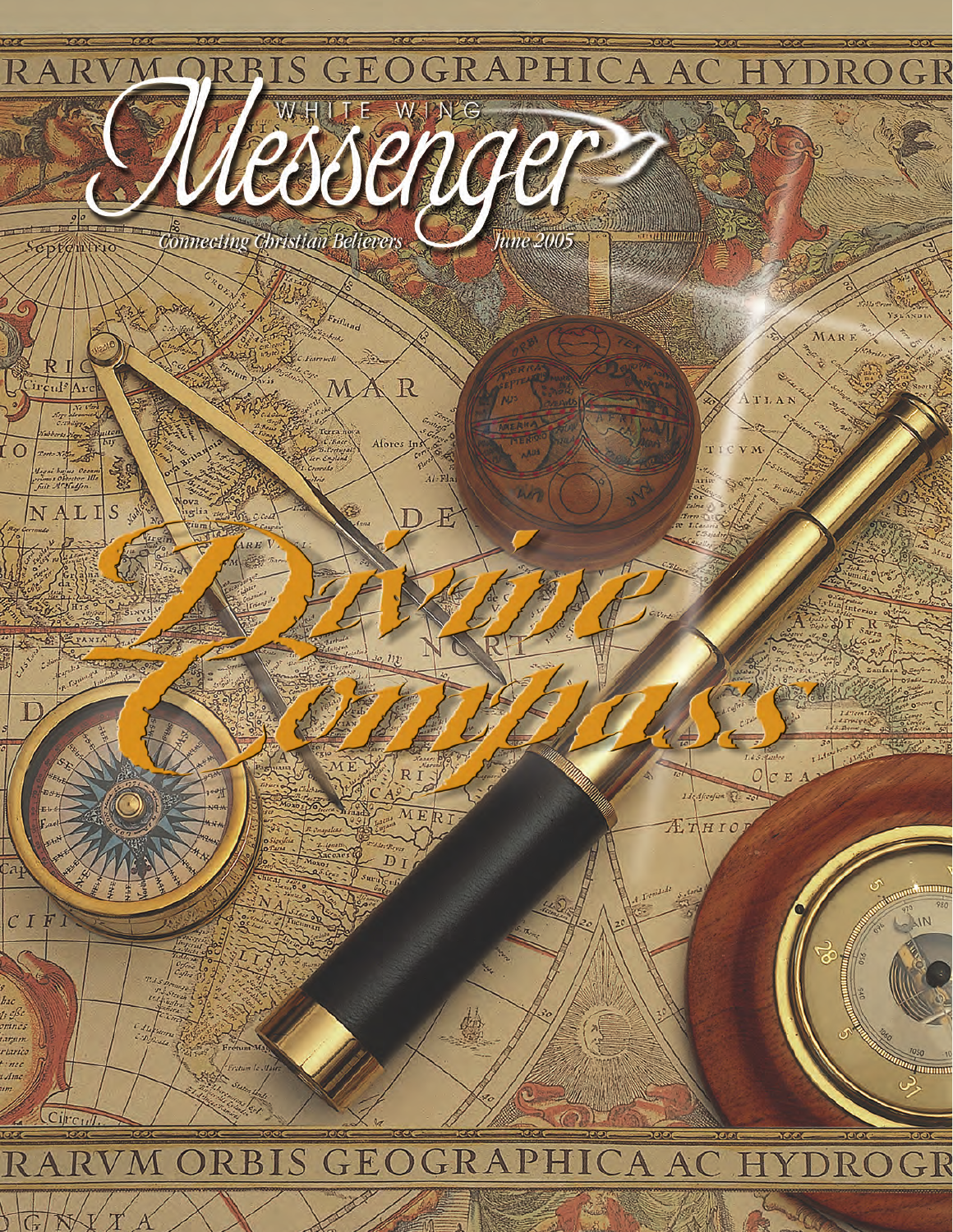# White Wing Messenger

*Connecting Christian Believers* — *June 2005*

# Divine Compass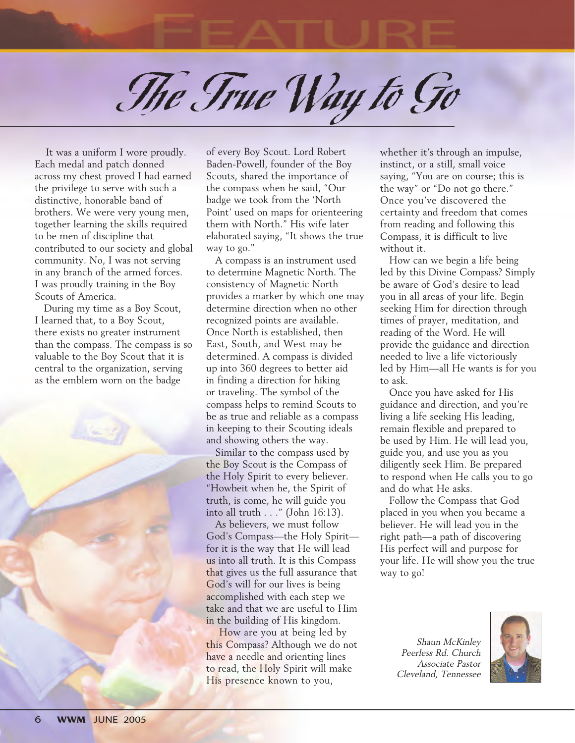# The True Way to Go

It was a uniform I wore proudly. Each medal and patch donned across my chest proved I had earned the privilege to serve with such a distinctive, honorable band of brothers. We were very young men, together learning the skills required to be men of discipline that contributed to our society and global community. No, I was not serving in any branch of the armed forces. I was proudly training in the Boy Scouts of America.

During my time as a Boy Scout, I learned that, to a Boy Scout, there exists no greater instrument than the compass. The compass is so valuable to the Boy Scout that it is central to the organization, serving as the emblem worn on the badge of every Boy Scout. Lord Robert Baden-Powell, founder of the Boy Scouts, shared the importance of the compass when he said, "Our badge we took from the 'North Point' used on maps for orienteering them with North." His wife later elaborated saying, "It shows the true way to go."

A compass is an instrument used to determine Magnetic North. The consistency of Magnetic North provides a marker by which one may determine direction when no other recognized points are available. Once North is established, then East, South, and West may be determined. A compass is divided up into 360 degrees to better aid in finding a direction for hiking or traveling. The symbol of the compass helps to remind Scouts to be as true and reliable as a compass in keeping to their Scouting ideals and showing others the way.

Similar to the compass used by the Boy Scout is the Compass of the Holy Spirit to every believer. "Howbeit when he, the Spirit of truth, is come, he will guide you into all truth . . ." (John 16:13).

As believers, we must follow God's Compass—the Holy Spirit—for it is the way that He will lead us into all truth. It is this Compass that gives us the full assurance that God's will for our lives is being accomplished with each step we take and that we are useful to Him in the building of His kingdom.

How are you at being led by this Compass? Although we do not have a needle and orienting lines to read, the Holy Spirit will make His presence known to you, whether it's through an impulse, instinct, or a still, small voice saying, "You are on course; this is the way" or "Do not go there." Once you've discovered the certainty and freedom that comes from reading and following this Compass, it is difficult to live without it.

How can we begin a life being led by this Divine Compass? Simply be aware of God's desire to lead you in all areas of your life. Begin seeking Him for direction through times of prayer, meditation, and reading of the Word. He will provide the guidance and direction needed to live a life victoriously led by Him—all He wants is for you to ask.

Once you have asked for His guidance and direction, and you're living a life seeking His leading, remain flexible and prepared to be used by Him. He will lead you, guide you, and use you as you diligently seek Him. Be prepared to respond when He calls you to go and do what He asks.

Follow the Compass that God placed in you when you became a believer. He will lead you in the right path—a path of discovering His perfect will and purpose for your life. He will show you the true way to go!

*Shaun McKinley*
*Peerless Rd. Church*
*Associate Pastor*
*Cleveland, Tennessee*